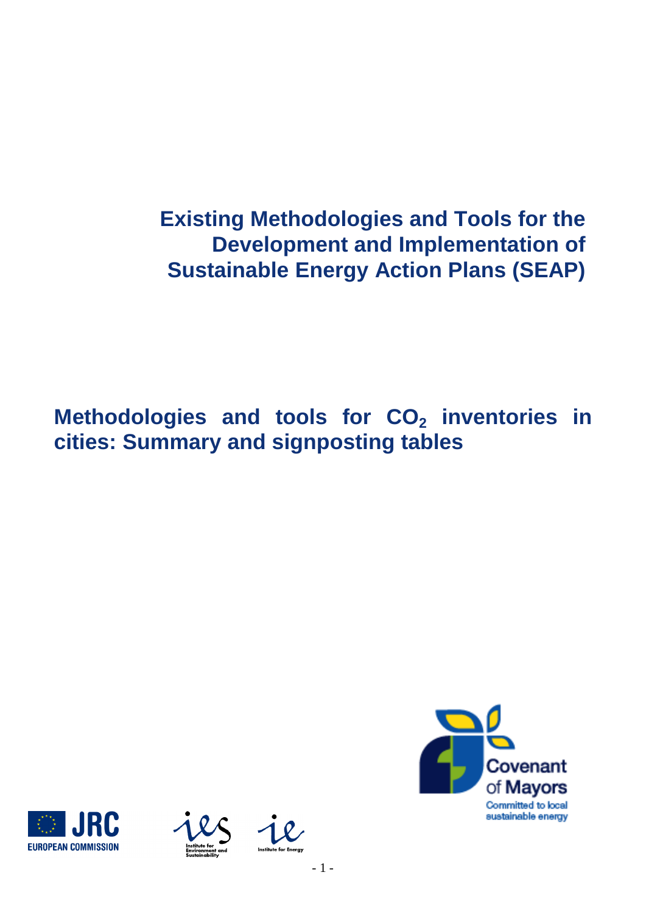# Existing Methodologies and Tools for the Development and Implementation of Sustainable Energy Action Plans (SEAP)

## Methodologies and tools for $CO_2$ inventories in cities: Summary and signposting tables

Covenant of Mayors

Committed to local sustainable energy

JRC EUROPEAN COMMISSION

Institute for Environment and Sustainability

Institute for Energy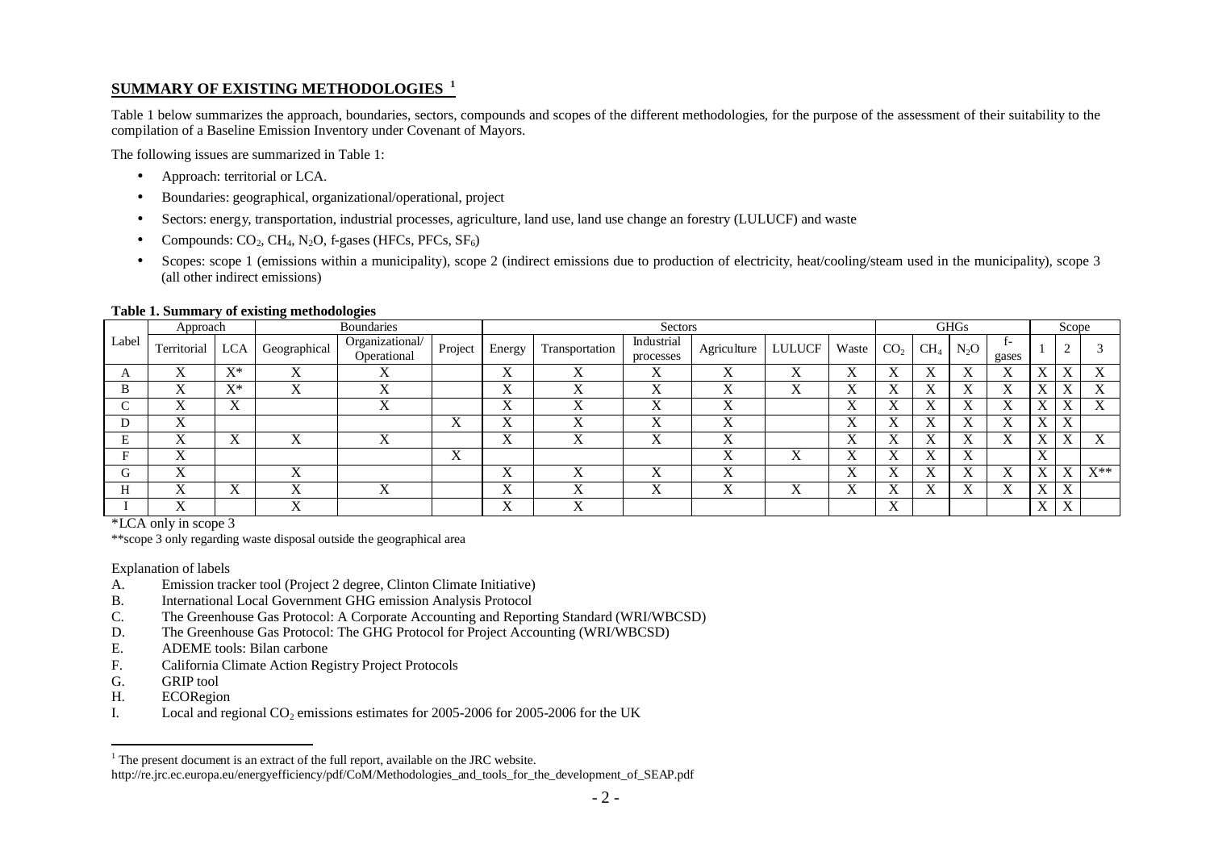## SUMMARY OF EXISTING METHODOLOGIES [1]

Table 1 below summarizes the approach, boundaries, sectors, compounds and scopes of the different methodologies, for the purpose of the assessment of their suitability to the compilation of a Baseline Emission Inventory under Covenant of Mayors.

The following issues are summarized in Table 1:

- Approach: territorial or LCA.
- Boundaries: geographical, organizational/operational, project
- Sectors: energy, transportation, industrial processes, agriculture, land use, land use change an forestry (LULUCF) and waste
- Compounds: $CO_2$, $CH_4$, $N_2O$, f-gases (HFCs, PFCs, $SF_6$)
- Scopes: scope 1 (emissions within a municipality), scope 2 (indirect emissions due to production of electricity, heat/cooling/steam used in the municipality), scope 3 (all other indirect emissions)

**Table 1. Summary of existing methodologies**

| Label | Approach | | Boundaries | | | Sectors | | | | | | GHGs | | | | Scope | | |
|---|---|---|---|---|---|---|---|---|---|---|---|---|---|---|---|---|---|---|
| | Territorial | LCA | Geographical | Organizational/ Operational | Project | Energy | Transportation | Industrial processes | Agriculture | LULUCF | Waste | $CO_2$ | $CH_4$ | $N_2O$ | f-gases | 1 | 2 | 3 |
| A | X | X* | X | X | | X | X | X | X | X | X | X | X | X | X | X | X | X |
| B | X | X* | X | X | | X | X | X | X | X | X | X | X | X | X | X | X | X |
| C | X | X | | X | | X | X | X | X | | X | X | X | X | X | X | X | X |
| D | X | | | | X | X | X | X | X | | X | X | X | X | X | X | X | |
| E | X | X | X | X | | X | X | X | X | | X | X | X | X | X | X | X | X |
| F | X | | | | X | | | | X | X | X | X | X | X | | X | | |
| G | X | | X | | | X | X | X | X | | X | X | X | X | X | X | X | X** |
| H | X | X | X | X | | X | X | X | X | X | X | X | X | X | X | X | X | |
| I | X | | X | | | X | X | | | | | X | | | | X | X | |

*LCA only in scope 3

**scope 3 only regarding waste disposal outside the geographical area

Explanation of labels

A. Emission tracker tool (Project 2 degree, Clinton Climate Initiative)
B. International Local Government GHG emission Analysis Protocol
C. The Greenhouse Gas Protocol: A Corporate Accounting and Reporting Standard (WRI/WBCSD)
D. The Greenhouse Gas Protocol: The GHG Protocol for Project Accounting (WRI/WBCSD)
E. ADEME tools: Bilan carbone
F. California Climate Action Registry Project Protocols
G. GRIP tool
H. ECORegion
I. Local and regional $CO_2$ emissions estimates for 2005-2006 for 2005-2006 for the UK

[1] The present document is an extract of the full report, available on the JRC website.
http://re.jrc.ec.europa.eu/energyefficiency/pdf/CoM/Methodologies_and_tools_for_the_development_of_SEAP.pdf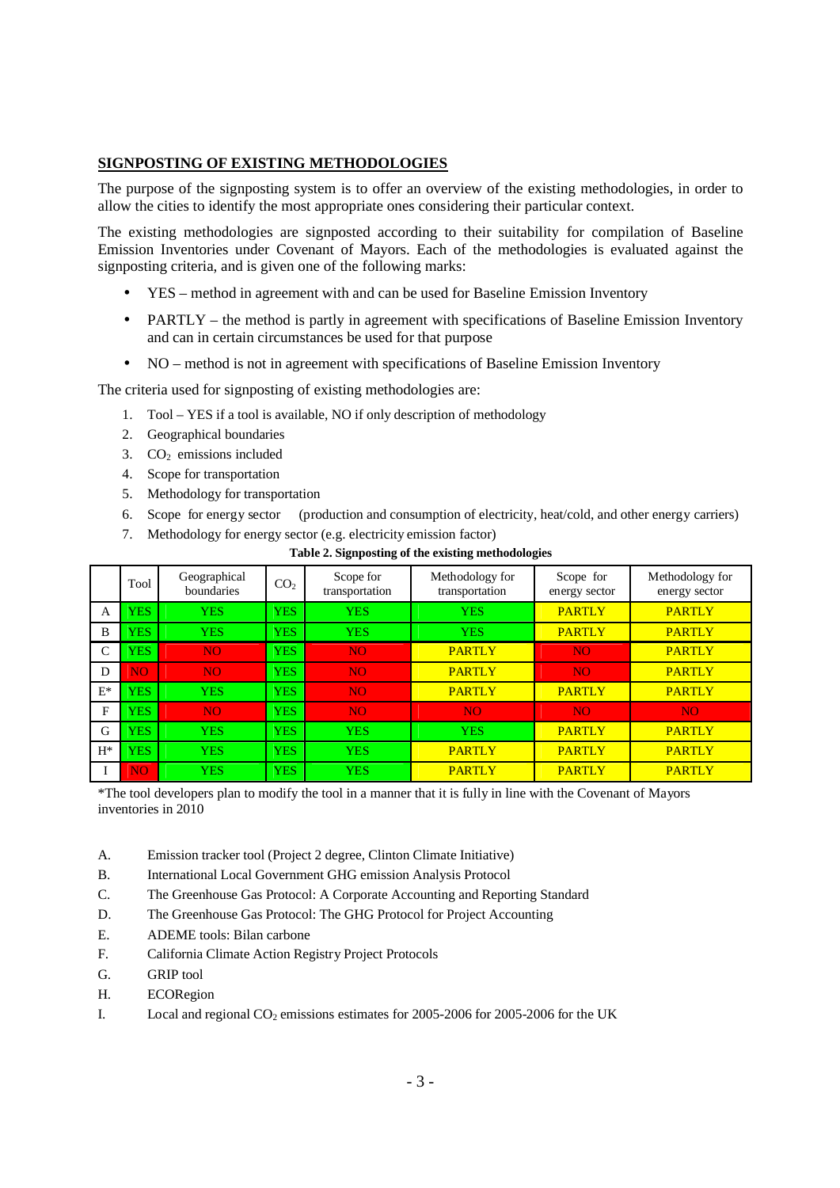## SIGNPOSTING OF EXISTING METHODOLOGIES

The purpose of the signposting system is to offer an overview of the existing methodologies, in order to allow the cities to identify the most appropriate ones considering their particular context.

The existing methodologies are signposted according to their suitability for compilation of Baseline Emission Inventories under Covenant of Mayors. Each of the methodologies is evaluated against the signposting criteria, and is given one of the following marks:

- YES – method in agreement with and can be used for Baseline Emission Inventory
- PARTLY – the method is partly in agreement with specifications of Baseline Emission Inventory and can in certain circumstances be used for that purpose
- NO – method is not in agreement with specifications of Baseline Emission Inventory

The criteria used for signposting of existing methodologies are:

1. Tool – YES if a tool is available, NO if only description of methodology
2. Geographical boundaries
3. $CO_2$ emissions included
4. Scope for transportation
5. Methodology for transportation
6. Scope for energy sector (production and consumption of electricity, heat/cold, and other energy carriers)
7. Methodology for energy sector (e.g. electricity emission factor)

**Table 2. Signposting of the existing methodologies**

| | Tool | Geographical boundaries | $CO_2$ | Scope for transportation | Methodology for transportation | Scope for energy sector | Methodology for energy sector |
|---|---|---|---|---|---|---|---|
| A | YES | YES | YES | YES | YES | PARTLY | PARTLY |
| B | YES | YES | YES | YES | YES | PARTLY | PARTLY |
| C | YES | NO | YES | NO | PARTLY | NO | PARTLY |
| D | NO | NO | YES | NO | PARTLY | NO | PARTLY |
| E* | YES | YES | YES | NO | PARTLY | PARTLY | PARTLY |
| F | YES | NO | YES | NO | NO | NO | NO |
| G | YES | YES | YES | YES | YES | PARTLY | PARTLY |
| H* | YES | YES | YES | YES | PARTLY | PARTLY | PARTLY |
| I | NO | YES | YES | YES | PARTLY | PARTLY | PARTLY |

*The tool developers plan to modify the tool in a manner that it is fully in line with the Covenant of Mayors inventories in 2010

A. Emission tracker tool (Project 2 degree, Clinton Climate Initiative)
B. International Local Government GHG emission Analysis Protocol
C. The Greenhouse Gas Protocol: A Corporate Accounting and Reporting Standard
D. The Greenhouse Gas Protocol: The GHG Protocol for Project Accounting
E. ADEME tools: Bilan carbone
F. California Climate Action Registry Project Protocols
G. GRIP tool
H. ECORegion
I. Local and regional $CO_2$ emissions estimates for 2005-2006 for 2005-2006 for the UK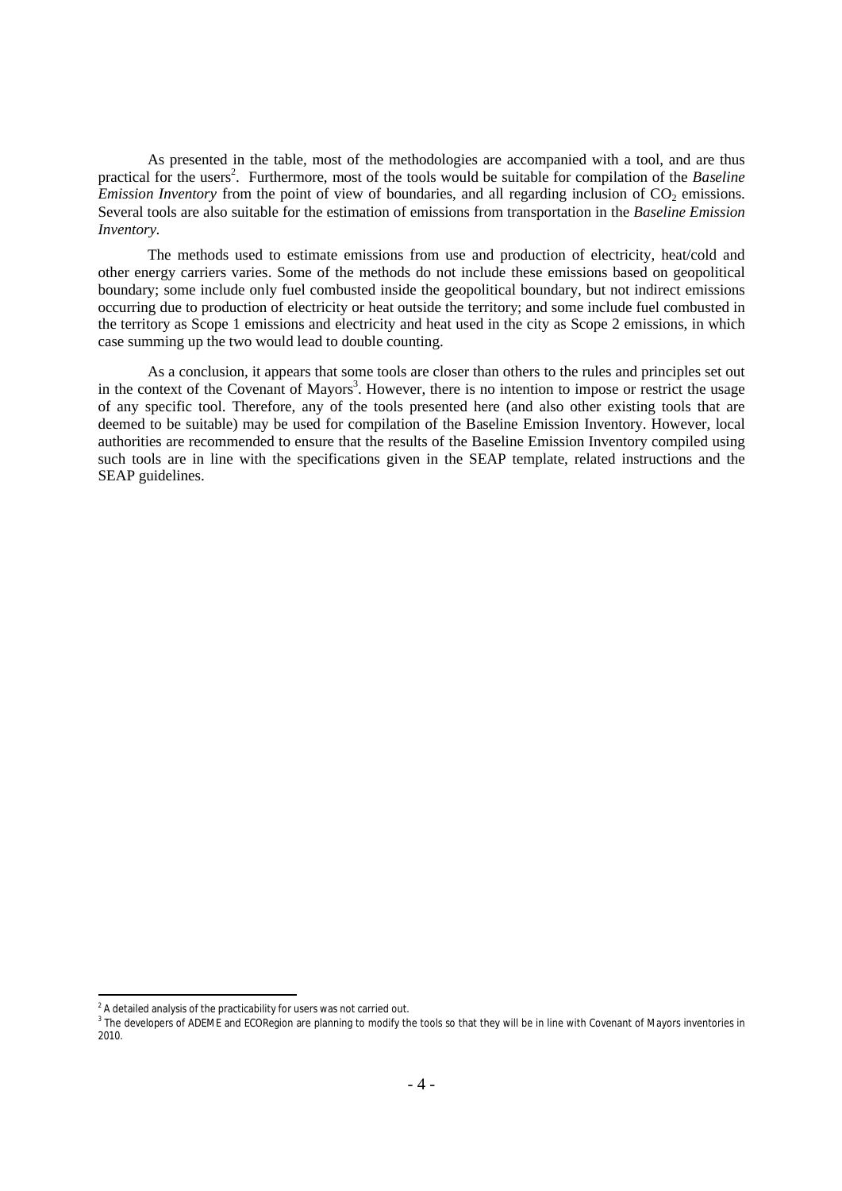As presented in the table, most of the methodologies are accompanied with a tool, and are thus practical for the users[2]. Furthermore, most of the tools would be suitable for compilation of the *Baseline Emission Inventory* from the point of view of boundaries, and all regarding inclusion of $CO_2$ emissions. Several tools are also suitable for the estimation of emissions from transportation in the *Baseline Emission Inventory*.

The methods used to estimate emissions from use and production of electricity, heat/cold and other energy carriers varies. Some of the methods do not include these emissions based on geopolitical boundary; some include only fuel combusted inside the geopolitical boundary, but not indirect emissions occurring due to production of electricity or heat outside the territory; and some include fuel combusted in the territory as Scope 1 emissions and electricity and heat used in the city as Scope 2 emissions, in which case summing up the two would lead to double counting.

As a conclusion, it appears that some tools are closer than others to the rules and principles set out in the context of the Covenant of Mayors[3]. However, there is no intention to impose or restrict the usage of any specific tool. Therefore, any of the tools presented here (and also other existing tools that are deemed to be suitable) may be used for compilation of the Baseline Emission Inventory. However, local authorities are recommended to ensure that the results of the Baseline Emission Inventory compiled using such tools are in line with the specifications given in the SEAP template, related instructions and the SEAP guidelines.

---

[2] A detailed analysis of the practicability for users was not carried out.

[3] The developers of ADEME and ECORegion are planning to modify the tools so that they will be in line with Covenant of Mayors inventories in 2010.